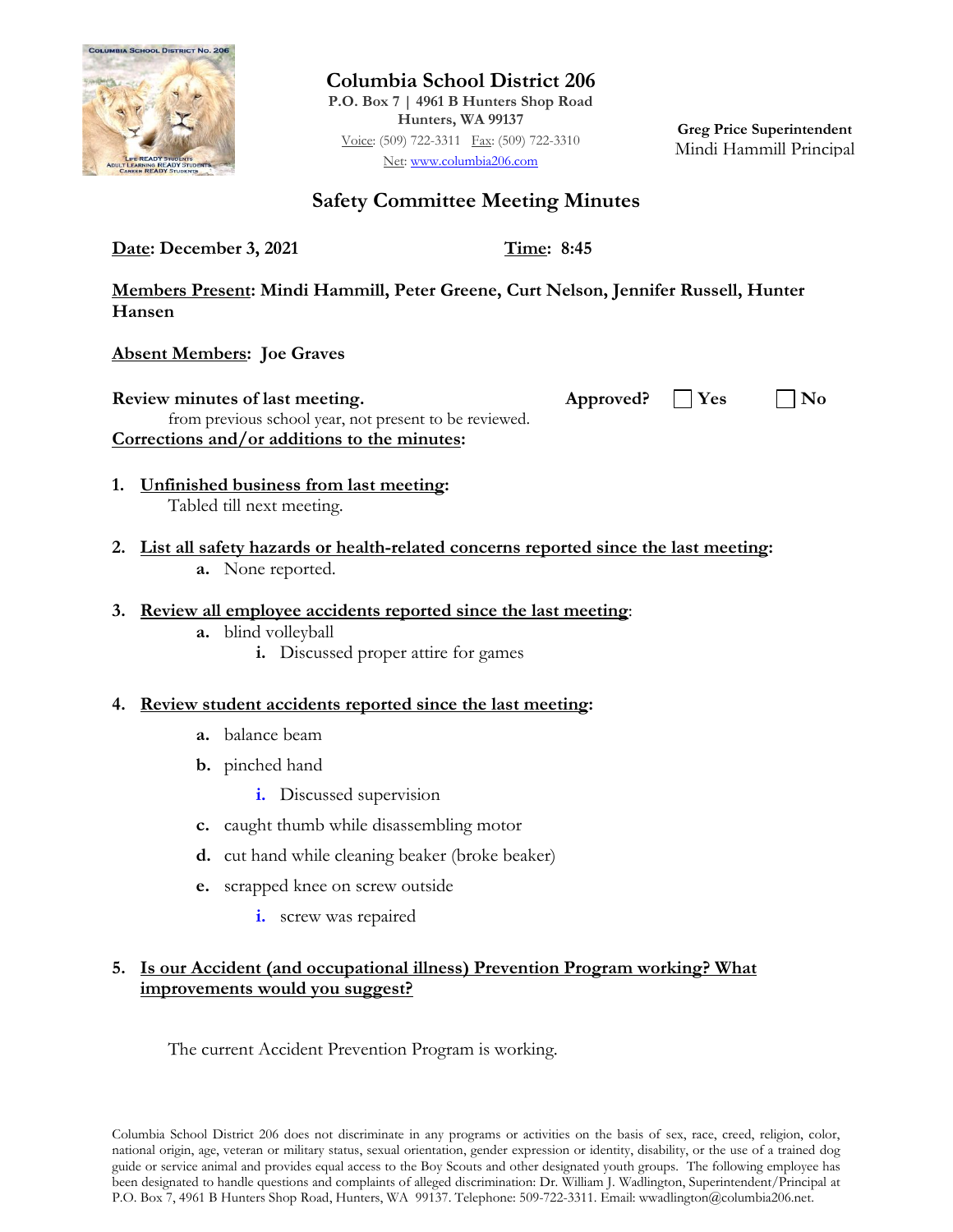**Columbia School District 206**
P.O. Box 7 | 4961 B Hunters Shop Road
Hunters, WA 99137
Voice: (509) 722-3311 Fax: (509) 722-3310
Net: www.columbia206.com

**Greg Price Superintendent**
Mindi Hammill Principal

# Safety Committee Meeting Minutes

**Date: December 3, 2021** **Time: 8:45**

**Members Present: Mindi Hammill, Peter Greene, Curt Nelson, Jennifer Russell, Hunter Hansen**

**Absent Members: Joe Graves**

**Review minutes of last meeting.** **Approved?** ☐ **Yes** ☐ **No**

from previous school year, not present to be reviewed.

**Corrections and/or additions to the minutes:**

1. **Unfinished business from last meeting:**
   Tabled till next meeting.

2. **List all safety hazards or health-related concerns reported since the last meeting:**
   a. None reported.

3. **Review all employee accidents reported since the last meeting:**
   a. blind volleyball
      i. Discussed proper attire for games

4. **Review student accidents reported since the last meeting:**
   a. balance beam
   b. pinched hand
      i. Discussed supervision
   c. caught thumb while disassembling motor
   d. cut hand while cleaning beaker (broke beaker)
   e. scrapped knee on screw outside
      i. screw was repaired

5. **Is our Accident (and occupational illness) Prevention Program working? What improvements would you suggest?**

   The current Accident Prevention Program is working.

Columbia School District 206 does not discriminate in any programs or activities on the basis of sex, race, creed, religion, color, national origin, age, veteran or military status, sexual orientation, gender expression or identity, disability, or the use of a trained dog guide or service animal and provides equal access to the Boy Scouts and other designated youth groups. The following employee has been designated to handle questions and complaints of alleged discrimination: Dr. William J. Wadlington, Superintendent/Principal at P.O. Box 7, 4961 B Hunters Shop Road, Hunters, WA 99137. Telephone: 509-722-3311. Email: wwadlington@columbia206.net.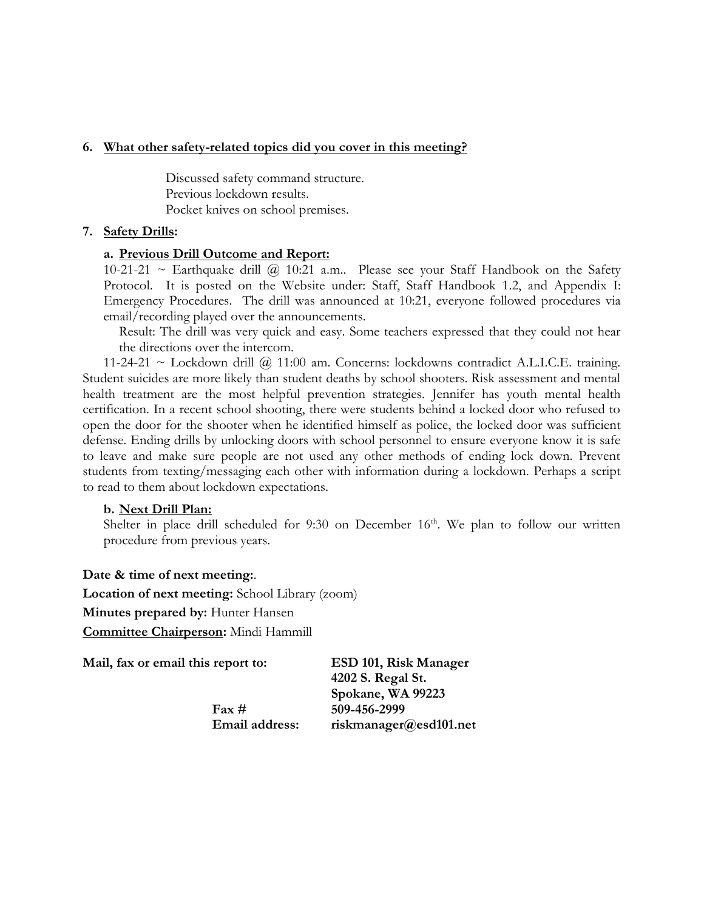6. **What other safety-related topics did you cover in this meeting?**

   Discussed safety command structure.
   Previous lockdown results.
   Pocket knives on school premises.

7. **Safety Drills:**

   a. **Previous Drill Outcome and Report:**

   10-21-21 ~ Earthquake drill @ 10:21 a.m.. Please see your Staff Handbook on the Safety Protocol. It is posted on the Website under: Staff, Staff Handbook 1.2, and Appendix I: Emergency Procedures. The drill was announced at 10:21, everyone followed procedures via email/recording played over the announcements.

   Result: The drill was very quick and easy. Some teachers expressed that they could not hear the directions over the intercom.

   11-24-21 ~ Lockdown drill @ 11:00 am. Concerns: lockdowns contradict A.L.I.C.E. training. Student suicides are more likely than student deaths by school shooters. Risk assessment and mental health treatment are the most helpful prevention strategies. Jennifer has youth mental health certification. In a recent school shooting, there were students behind a locked door who refused to open the door for the shooter when he identified himself as police, the locked door was sufficient defense. Ending drills by unlocking doors with school personnel to ensure everyone know it is safe to leave and make sure people are not used any other methods of ending lock down. Prevent students from texting/messaging each other with information during a lockdown. Perhaps a script to read to them about lockdown expectations.

   b. **Next Drill Plan:**

   Shelter in place drill scheduled for 9:30 on December 16th. We plan to follow our written procedure from previous years.

**Date & time of next meeting:**.

**Location of next meeting:** School Library (zoom)

**Minutes prepared by:** Hunter Hansen

**Committee Chairperson:** Mindi Hammill

**Mail, fax or email this report to:**

**ESD 101, Risk Manager**
**4202 S. Regal St.**
**Spokane, WA 99223**

**Fax #** **509-456-2999**
**Email address:** **riskmanager@esd101.net**